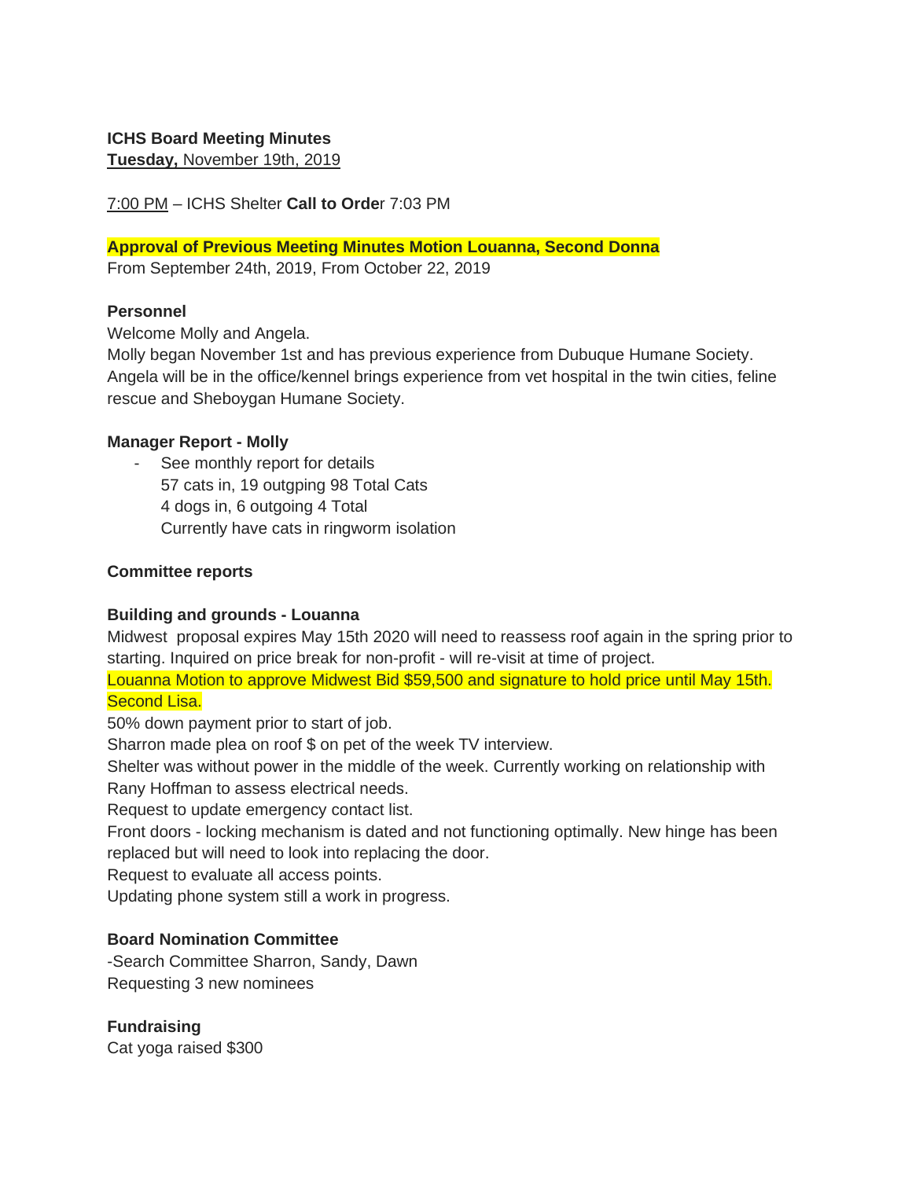**ICHS Board Meeting Minutes**
**Tuesday,** November 19th, 2019

7:00 PM – ICHS Shelter **Call to Orde**r 7:03 PM

**Approval of Previous Meeting Minutes Motion Louanna, Second Donna**
From September 24th, 2019, From October 22, 2019

**Personnel**
Welcome Molly and Angela.
Molly began November 1st and has previous experience from Dubuque Humane Society.
Angela will be in the office/kennel brings experience from vet hospital in the twin cities, feline rescue and Sheboygan Humane Society.

**Manager Report - Molly**

- See monthly report for details
  57 cats in, 19 outgping 98 Total Cats
  4 dogs in, 6 outgoing 4 Total
  Currently have cats in ringworm isolation

**Committee reports**

**Building and grounds - Louanna**
Midwest proposal expires May 15th 2020 will need to reassess roof again in the spring prior to starting. Inquired on price break for non-profit - will re-visit at time of project.
Louanna Motion to approve Midwest Bid $59,500 and signature to hold price until May 15th. Second Lisa.
50% down payment prior to start of job.
Sharron made plea on roof $ on pet of the week TV interview.
Shelter was without power in the middle of the week. Currently working on relationship with Rany Hoffman to assess electrical needs.
Request to update emergency contact list.
Front doors - locking mechanism is dated and not functioning optimally. New hinge has been replaced but will need to look into replacing the door.
Request to evaluate all access points.
Updating phone system still a work in progress.

**Board Nomination Committee**
-Search Committee Sharron, Sandy, Dawn
Requesting 3 new nominees

**Fundraising**
Cat yoga raised $300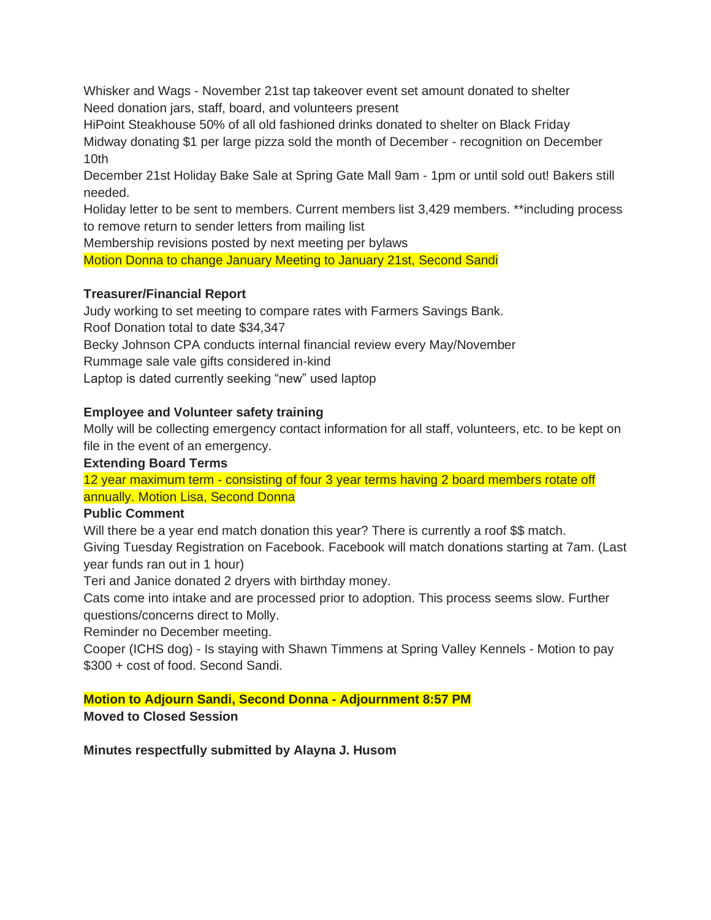Whisker and Wags - November 21st tap takeover event set amount donated to shelter
Need donation jars, staff, board, and volunteers present
HiPoint Steakhouse 50% of all old fashioned drinks donated to shelter on Black Friday
Midway donating $1 per large pizza sold the month of December - recognition on December 10th
December 21st Holiday Bake Sale at Spring Gate Mall 9am - 1pm or until sold out! Bakers still needed.
Holiday letter to be sent to members. Current members list 3,429 members. **including process to remove return to sender letters from mailing list
Membership revisions posted by next meeting per bylaws
Motion Donna to change January Meeting to January 21st, Second Sandi

**Treasurer/Financial Report**
Judy working to set meeting to compare rates with Farmers Savings Bank.
Roof Donation total to date $34,347
Becky Johnson CPA conducts internal financial review every May/November
Rummage sale vale gifts considered in-kind
Laptop is dated currently seeking "new" used laptop

**Employee and Volunteer safety training**
Molly will be collecting emergency contact information for all staff, volunteers, etc. to be kept on file in the event of an emergency.
**Extending Board Terms**
12 year maximum term - consisting of four 3 year terms having 2 board members rotate off annually. Motion Lisa, Second Donna
**Public Comment**
Will there be a year end match donation this year? There is currently a roof $$ match.
Giving Tuesday Registration on Facebook. Facebook will match donations starting at 7am. (Last year funds ran out in 1 hour)
Teri and Janice donated 2 dryers with birthday money.
Cats come into intake and are processed prior to adoption. This process seems slow. Further questions/concerns direct to Molly.
Reminder no December meeting.
Cooper (ICHS dog) - Is staying with Shawn Timmens at Spring Valley Kennels - Motion to pay $300 + cost of food. Second Sandi.

**Motion to Adjourn Sandi, Second Donna - Adjournment 8:57 PM**
**Moved to Closed Session**

**Minutes respectfully submitted by Alayna J. Husom**